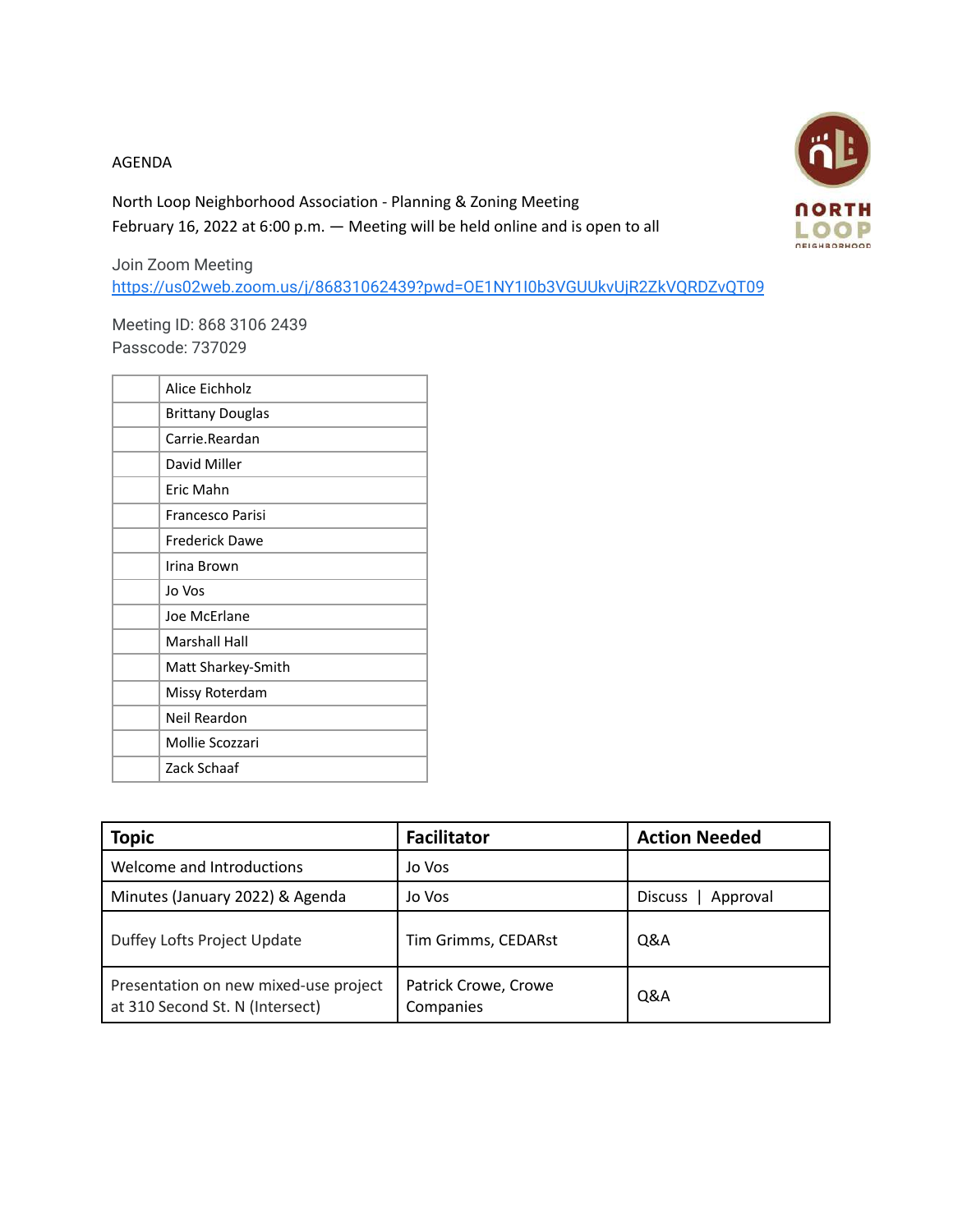AGENDA

North Loop Neighborhood Association - Planning & Zoning Meeting
February 16, 2022 at 6:00 p.m. — Meeting will be held online and is open to all

Join Zoom Meeting
https://us02web.zoom.us/j/86831062439?pwd=OE1NY1I0b3VGUUkvUjR2ZkVQRDZvQT09

Meeting ID: 868 3106 2439
Passcode: 737029

| | |
|---|---|
| | Alice Eichholz |
| | Brittany Douglas |
| | Carrie.Reardan |
| | David Miller |
| | Eric Mahn |
| | Francesco Parisi |
| | Frederick Dawe |
| | Irina Brown |
| | Jo Vos |
| | Joe McErlane |
| | Marshall Hall |
| | Matt Sharkey-Smith |
| | Missy Roterdam |
| | Neil Reardon |
| | Mollie Scozzari |
| | Zack Schaaf |

| Topic | Facilitator | Action Needed |
|---|---|---|
| Welcome and Introductions | Jo Vos | |
| Minutes (January 2022) & Agenda | Jo Vos | Discuss \| Approval |
| Duffey Lofts Project Update | Tim Grimms, CEDARst | Q&A |
| Presentation on new mixed-use project at 310 Second St. N (Intersect) | Patrick Crowe, Crowe Companies | Q&A |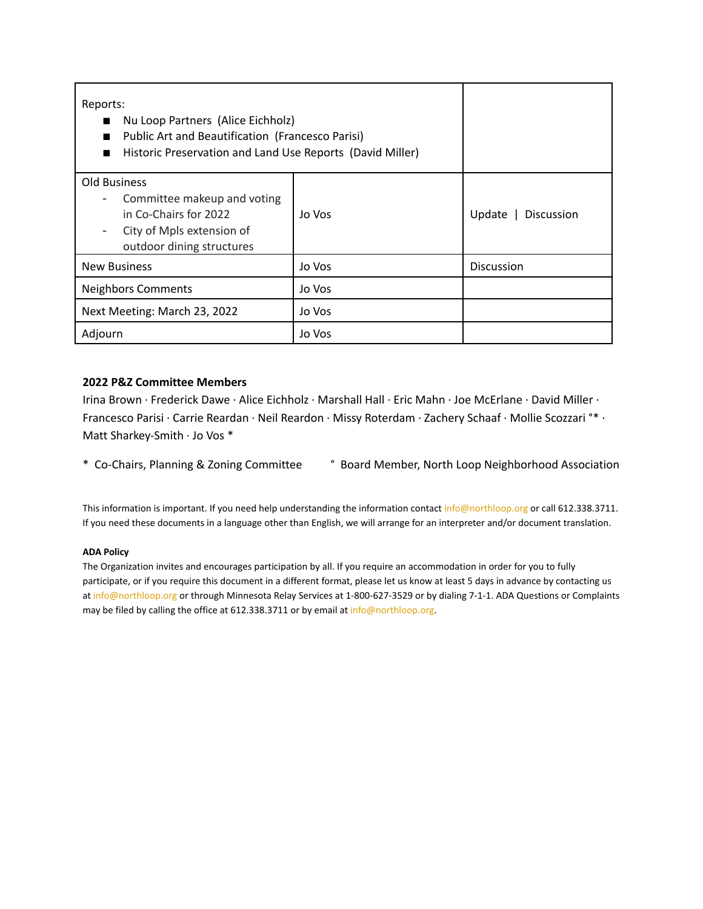| | | |
|---|---|---|
| Reports:<br>■ Nu Loop Partners (Alice Eichholz)<br>■ Public Art and Beautification (Francesco Parisi)<br>■ Historic Preservation and Land Use Reports (David Miller) | | |
| Old Business<br>- Committee makeup and voting in Co-Chairs for 2022<br>- City of Mpls extension of outdoor dining structures | Jo Vos | Update \| Discussion |
| New Business | Jo Vos | Discussion |
| Neighbors Comments | Jo Vos | |
| Next Meeting: March 23, 2022 | Jo Vos | |
| Adjourn | Jo Vos | |

**2022 P&Z Committee Members**

Irina Brown · Frederick Dawe · Alice Eichholz · Marshall Hall · Eric Mahn · Joe McErlane · David Miller · Francesco Parisi · Carrie Reardan · Neil Reardon · Missy Roterdam · Zachery Schaaf · Mollie Scozzari °* · Matt Sharkey-Smith · Jo Vos *

* Co-Chairs, Planning & Zoning Committee ° Board Member, North Loop Neighborhood Association

This information is important. If you need help understanding the information contact info@northloop.org or call 612.338.3711. If you need these documents in a language other than English, we will arrange for an interpreter and/or document translation.

**ADA Policy**

The Organization invites and encourages participation by all. If you require an accommodation in order for you to fully participate, or if you require this document in a different format, please let us know at least 5 days in advance by contacting us at info@northloop.org or through Minnesota Relay Services at 1-800-627-3529 or by dialing 7-1-1. ADA Questions or Complaints may be filed by calling the office at 612.338.3711 or by email at info@northloop.org.